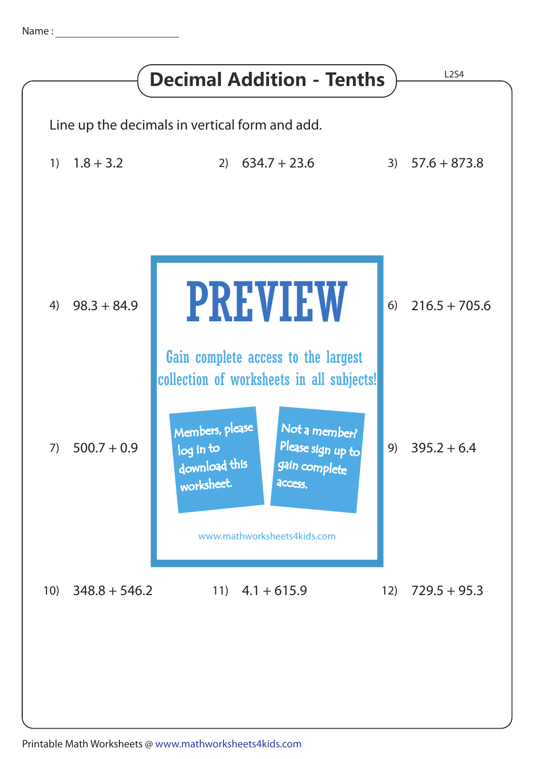Name : ____________________

# Decimal Addition - Tenths

L2S4

Line up the decimals in vertical form and add.

1) 1.8 + 3.2

2) 634.7 + 23.6

3) 57.6 + 873.8

4) 98.3 + 84.9

6) 216.5 + 705.6

7) 500.7 + 0.9

9) 395.2 + 6.4

10) 348.8 + 546.2

11) 4.1 + 615.9

12) 729.5 + 95.3

PREVIEW

Gain complete access to the largest collection of worksheets in all subjects!

Members, please log in to download this worksheet.

Not a member? Please sign up to gain complete access.

www.mathworksheets4kids.com

Printable Math Worksheets @ www.mathworksheets4kids.com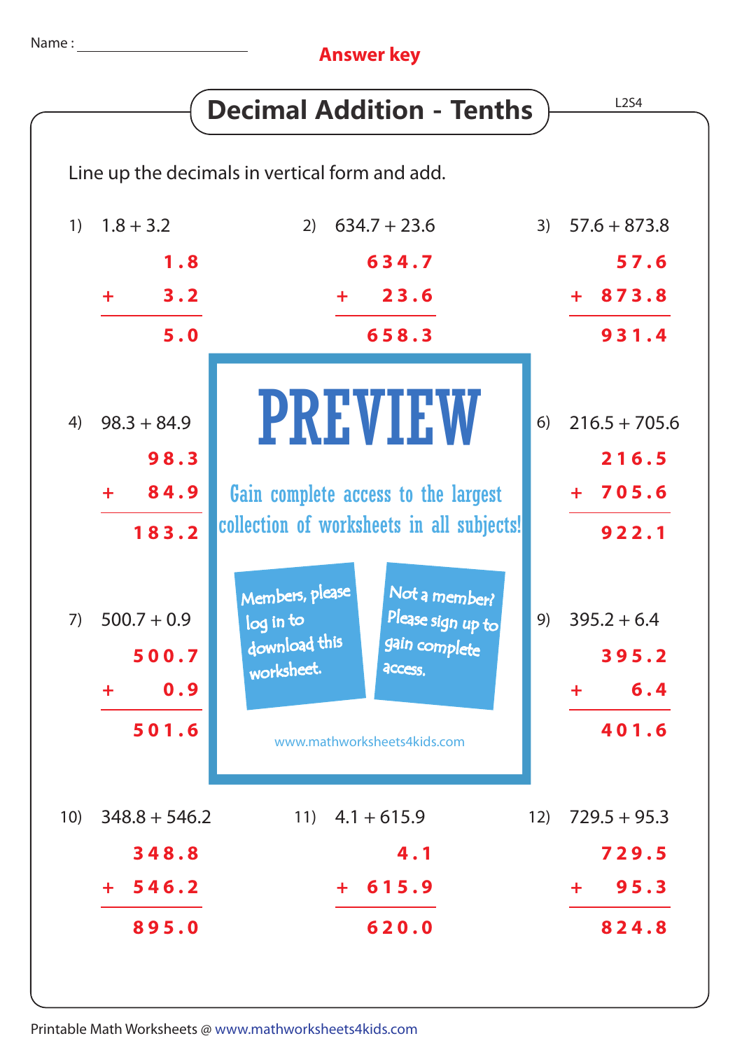Name : ____________________

**Answer key**

# Decimal Addition - Tenths

L2S4

Line up the decimals in vertical form and add.

1) 1.8 + 3.2

```
    1.8
+   3.2
-------
    5.0
```

2) 634.7 + 23.6

```
  634.7
+  23.6
-------
  658.3
```

3) 57.6 + 873.8

```
   57.6
+ 873.8
-------
  931.4
```

4) 98.3 + 84.9

```
   98.3
+  84.9
-------
  183.2
```

6) 216.5 + 705.6

```
  216.5
+ 705.6
-------
  922.1
```

7) 500.7 + 0.9

```
  500.7
+   0.9
-------
  501.6
```

9) 395.2 + 6.4

```
  395.2
+   6.4
-------
  401.6
```

10) 348.8 + 546.2

```
  348.8
+ 546.2
-------
  895.0
```

11) 4.1 + 615.9

```
    4.1
+ 615.9
-------
  620.0
```

12) 729.5 + 95.3

```
  729.5
+  95.3
-------
  824.8
```

PREVIEW

Gain complete access to the largest collection of worksheets in all subjects!

Members, please log in to download this worksheet.

Not a member? Please sign up to gain complete access.

www.mathworksheets4kids.com

Printable Math Worksheets @ www.mathworksheets4kids.com